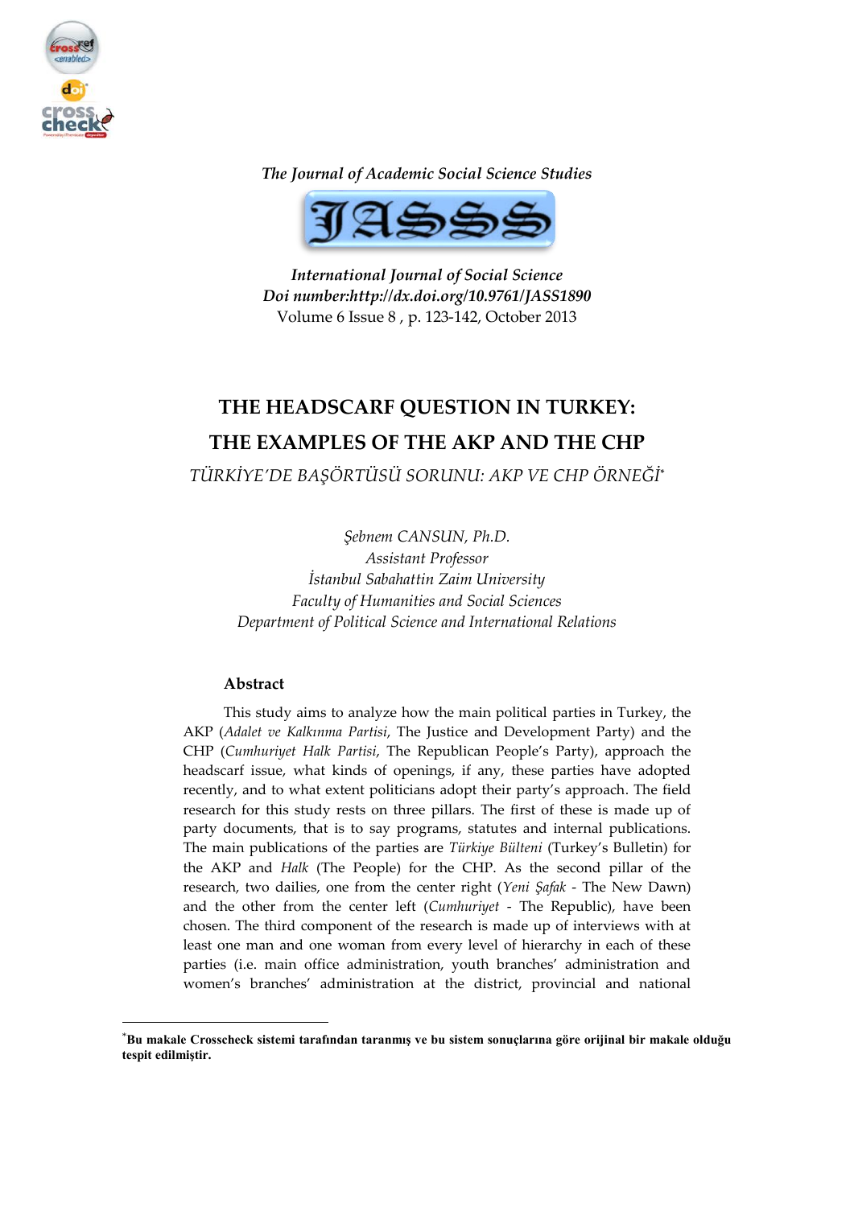*The Journal of Academic Social Science Studies*

*International Journal of Social Science*
*Doi number:http://dx.doi.org/10.9761/JASS1890*
Volume 6 Issue 8 , p. 123-142, October 2013

# THE HEADSCARF QUESTION IN TURKEY: THE EXAMPLES OF THE AKP AND THE CHP

*TÜRKİYE'DE BAŞÖRTÜSÜ SORUNU: AKP VE CHP ÖRNEĞİ*[*]

*Şebnem CANSUN, Ph.D.*
*Assistant Professor*
*İstanbul Sabahattin Zaim University*
*Faculty of Humanities and Social Sciences*
*Department of Political Science and International Relations*

## Abstract

This study aims to analyze how the main political parties in Turkey, the AKP (*Adalet ve Kalkınma Partisi*, The Justice and Development Party) and the CHP (*Cumhuriyet Halk Partisi*, The Republican People's Party), approach the headscarf issue, what kinds of openings, if any, these parties have adopted recently, and to what extent politicians adopt their party's approach. The field research for this study rests on three pillars. The first of these is made up of party documents, that is to say programs, statutes and internal publications. The main publications of the parties are *Türkiye Bülteni* (Turkey's Bulletin) for the AKP and *Halk* (The People) for the CHP. As the second pillar of the research, two dailies, one from the center right (*Yeni Şafak* - The New Dawn) and the other from the center left (*Cumhuriyet* - The Republic), have been chosen. The third component of the research is made up of interviews with at least one man and one woman from every level of hierarchy in each of these parties (i.e. main office administration, youth branches' administration and women's branches' administration at the district, provincial and national

---

[*] **Bu makale Crosscheck sistemi tarafından taranmış ve bu sistem sonuçlarına göre orijinal bir makale olduğu tespit edilmiştir.**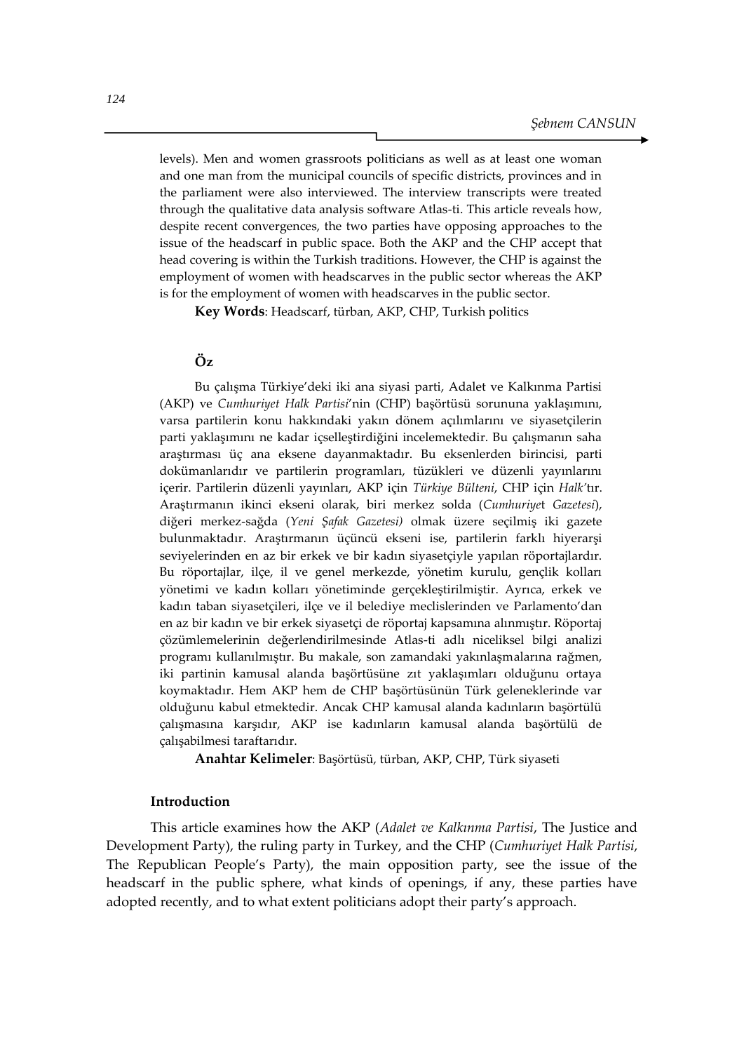levels). Men and women grassroots politicians as well as at least one woman and one man from the municipal councils of specific districts, provinces and in the parliament were also interviewed. The interview transcripts were treated through the qualitative data analysis software Atlas-ti. This article reveals how, despite recent convergences, the two parties have opposing approaches to the issue of the headscarf in public space. Both the AKP and the CHP accept that head covering is within the Turkish traditions. However, the CHP is against the employment of women with headscarves in the public sector whereas the AKP is for the employment of women with headscarves in the public sector.

**Key Words**: Headscarf, türban, AKP, CHP, Turkish politics

### Öz

Bu çalışma Türkiye'deki iki ana siyasi parti, Adalet ve Kalkınma Partisi (AKP) ve *Cumhuriyet Halk Partisi*'nin (CHP) başörtüsü sorununa yaklaşımını, varsa partilerin konu hakkındaki yakın dönem açılımlarını ve siyasetçilerin parti yaklaşımını ne kadar içselleştirdiğini incelemektedir. Bu çalışmanın saha araştırması üç ana eksene dayanmaktadır. Bu eksenlerden birincisi, parti dokümanlarıdır ve partilerin programları, tüzükleri ve düzenli yayınlarını içerir. Partilerin düzenli yayınları, AKP için *Türkiye Bülteni*, CHP için *Halk*'tır. Araştırmanın ikinci ekseni olarak, biri merkez solda (*Cumhuriyet Gazetesi*), diğeri merkez-sağda (*Yeni Şafak Gazetesi)* olmak üzere seçilmiş iki gazete bulunmaktadır. Araştırmanın üçüncü ekseni ise, partilerin farklı hiyerarşi seviyelerinden en az bir erkek ve bir kadın siyasetçiyle yapılan röportajlardır. Bu röportajlar, ilçe, il ve genel merkezde, yönetim kurulu, gençlik kolları yönetimi ve kadın kolları yönetiminde gerçekleştirilmiştir. Ayrıca, erkek ve kadın taban siyasetçileri, ilçe ve il belediye meclislerinden ve Parlamento'dan en az bir kadın ve bir erkek siyasetçi de röportaj kapsamına alınmıştır. Röportaj çözümlemelerinin değerlendirilmesinde Atlas-ti adlı niceliksel bilgi analizi programı kullanılmıştır. Bu makale, son zamandaki yakınlaşmalarına rağmen, iki partinin kamusal alanda başörtüsüne zıt yaklaşımları olduğunu ortaya koymaktadır. Hem AKP hem de CHP başörtüsünün Türk geleneklerinde var olduğunu kabul etmektedir. Ancak CHP kamusal alanda kadınların başörtülü çalışmasına karşıdır, AKP ise kadınların kamusal alanda başörtülü de çalışabilmesi taraftarıdır.

**Anahtar Kelimeler**: Başörtüsü, türban, AKP, CHP, Türk siyaseti

### Introduction

This article examines how the AKP (*Adalet ve Kalkınma Partisi*, The Justice and Development Party), the ruling party in Turkey, and the CHP (*Cumhuriyet Halk Partisi*, The Republican People's Party), the main opposition party, see the issue of the headscarf in the public sphere, what kinds of openings, if any, these parties have adopted recently, and to what extent politicians adopt their party's approach.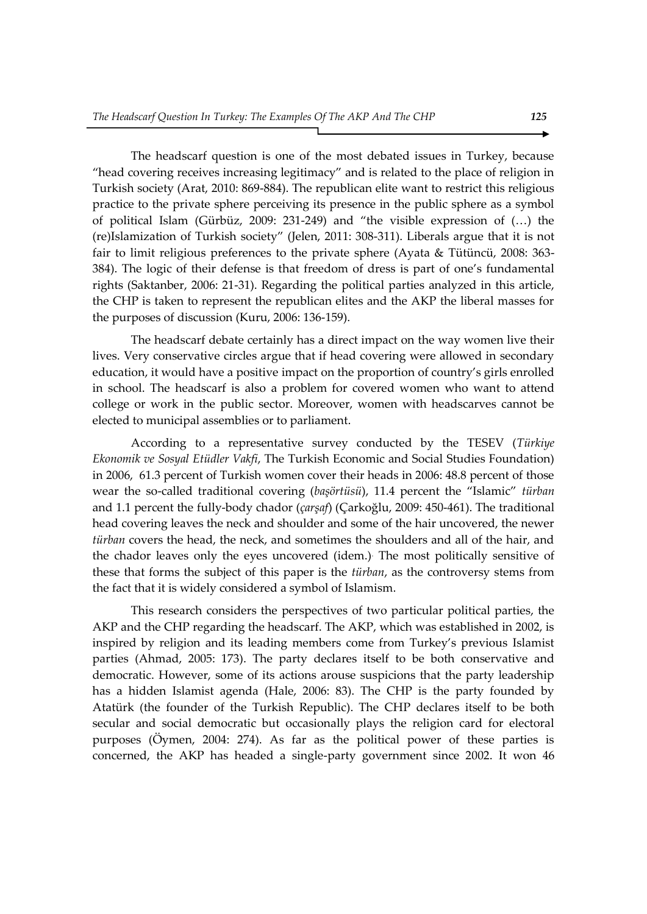The headscarf question is one of the most debated issues in Turkey, because "head covering receives increasing legitimacy" and is related to the place of religion in Turkish society (Arat, 2010: 869-884). The republican elite want to restrict this religious practice to the private sphere perceiving its presence in the public sphere as a symbol of political Islam (Gürbüz, 2009: 231-249) and "the visible expression of (…) the (re)Islamization of Turkish society" (Jelen, 2011: 308-311). Liberals argue that it is not fair to limit religious preferences to the private sphere (Ayata & Tütüncü, 2008: 363-384). The logic of their defense is that freedom of dress is part of one's fundamental rights (Saktanber, 2006: 21-31). Regarding the political parties analyzed in this article, the CHP is taken to represent the republican elites and the AKP the liberal masses for the purposes of discussion (Kuru, 2006: 136-159).

The headscarf debate certainly has a direct impact on the way women live their lives. Very conservative circles argue that if head covering were allowed in secondary education, it would have a positive impact on the proportion of country's girls enrolled in school. The headscarf is also a problem for covered women who want to attend college or work in the public sector. Moreover, women with headscarves cannot be elected to municipal assemblies or to parliament.

According to a representative survey conducted by the TESEV (*Türkiye Ekonomik ve Sosyal Etüdler Vakfi*, The Turkish Economic and Social Studies Foundation) in 2006, 61.3 percent of Turkish women cover their heads in 2006: 48.8 percent of those wear the so-called traditional covering (*başörtüsü*), 11.4 percent the "Islamic" *türban* and 1.1 percent the fully-body chador (*çarşaf*) (Çarkoğlu, 2009: 450-461). The traditional head covering leaves the neck and shoulder and some of the hair uncovered, the newer *türban* covers the head, the neck, and sometimes the shoulders and all of the hair, and the chador leaves only the eyes uncovered (idem.). The most politically sensitive of these that forms the subject of this paper is the *türban*, as the controversy stems from the fact that it is widely considered a symbol of Islamism.

This research considers the perspectives of two particular political parties, the AKP and the CHP regarding the headscarf. The AKP, which was established in 2002, is inspired by religion and its leading members come from Turkey's previous Islamist parties (Ahmad, 2005: 173). The party declares itself to be both conservative and democratic. However, some of its actions arouse suspicions that the party leadership has a hidden Islamist agenda (Hale, 2006: 83). The CHP is the party founded by Atatürk (the founder of the Turkish Republic). The CHP declares itself to be both secular and social democratic but occasionally plays the religion card for electoral purposes (Öymen, 2004: 274). As far as the political power of these parties is concerned, the AKP has headed a single-party government since 2002. It won 46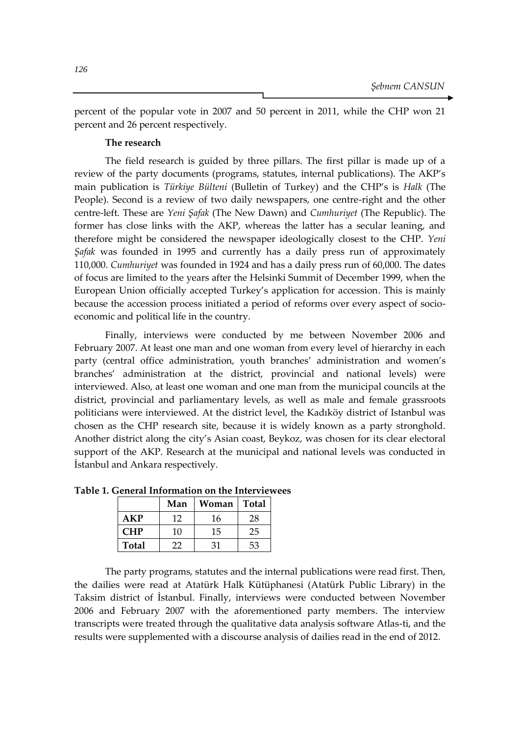percent of the popular vote in 2007 and 50 percent in 2011, while the CHP won 21 percent and 26 percent respectively.

### The research

The field research is guided by three pillars. The first pillar is made up of a review of the party documents (programs, statutes, internal publications). The AKP's main publication is *Türkiye Bülteni* (Bulletin of Turkey) and the CHP's is *Halk* (The People). Second is a review of two daily newspapers, one centre-right and the other centre-left. These are *Yeni Şafak* (The New Dawn) and *Cumhuriyet* (The Republic). The former has close links with the AKP, whereas the latter has a secular leaning, and therefore might be considered the newspaper ideologically closest to the CHP. *Yeni Şafak* was founded in 1995 and currently has a daily press run of approximately 110,000. *Cumhuriyet* was founded in 1924 and has a daily press run of 60,000. The dates of focus are limited to the years after the Helsinki Summit of December 1999, when the European Union officially accepted Turkey's application for accession. This is mainly because the accession process initiated a period of reforms over every aspect of socio-economic and political life in the country.

Finally, interviews were conducted by me between November 2006 and February 2007. At least one man and one woman from every level of hierarchy in each party (central office administration, youth branches' administration and women's branches' administration at the district, provincial and national levels) were interviewed. Also, at least one woman and one man from the municipal councils at the district, provincial and parliamentary levels, as well as male and female grassroots politicians were interviewed. At the district level, the Kadıköy district of Istanbul was chosen as the CHP research site, because it is widely known as a party stronghold. Another district along the city's Asian coast, Beykoz, was chosen for its clear electoral support of the AKP. Research at the municipal and national levels was conducted in İstanbul and Ankara respectively.

**Table 1. General Information on the Interviewees**

| | Man | Woman | Total |
|---|---|---|---|
| **AKP** | 12 | 16 | 28 |
| **CHP** | 10 | 15 | 25 |
| **Total** | 22 | 31 | 53 |

The party programs, statutes and the internal publications were read first. Then, the dailies were read at Atatürk Halk Kütüphanesi (Atatürk Public Library) in the Taksim district of İstanbul. Finally, interviews were conducted between November 2006 and February 2007 with the aforementioned party members. The interview transcripts were treated through the qualitative data analysis software Atlas-ti, and the results were supplemented with a discourse analysis of dailies read in the end of 2012.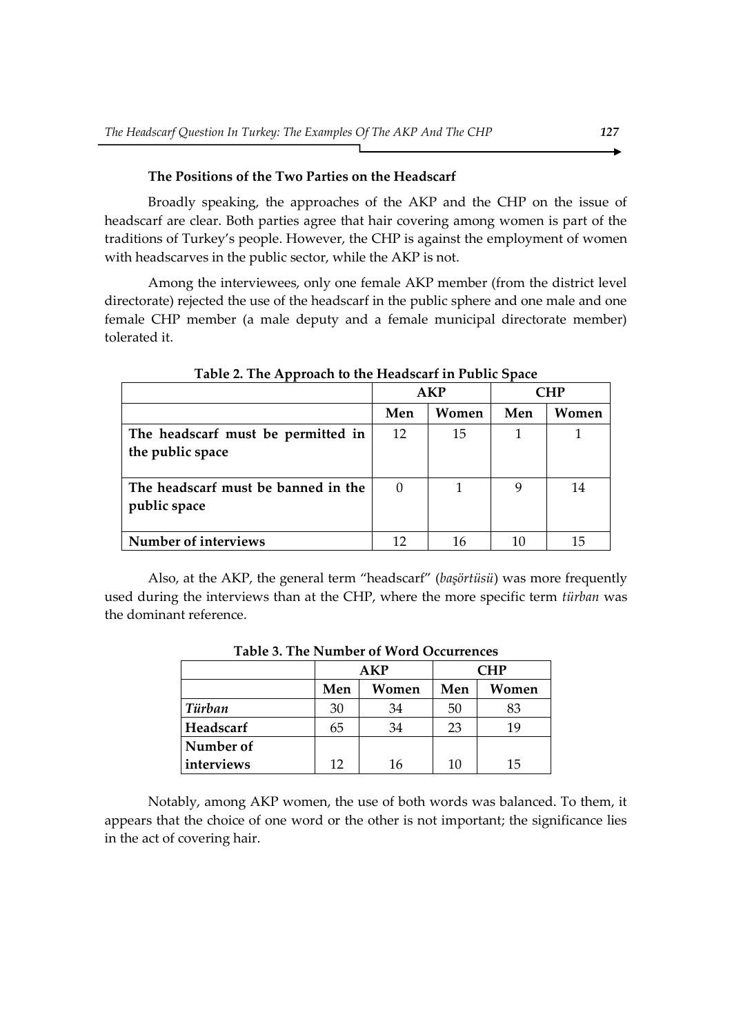### The Positions of the Two Parties on the Headscarf

Broadly speaking, the approaches of the AKP and the CHP on the issue of headscarf are clear. Both parties agree that hair covering among women is part of the traditions of Turkey's people. However, the CHP is against the employment of women with headscarves in the public sector, while the AKP is not.

Among the interviewees, only one female AKP member (from the district level directorate) rejected the use of the headscarf in the public sphere and one male and one female CHP member (a male deputy and a female municipal directorate member) tolerated it.

**Table 2. The Approach to the Headscarf in Public Space**

| | AKP | | CHP | |
|---|---|---|---|---|
| | **Men** | **Women** | **Men** | **Women** |
| **The headscarf must be permitted in the public space** | 12 | 15 | 1 | 1 |
| **The headscarf must be banned in the public space** | 0 | 1 | 9 | 14 |
| **Number of interviews** | 12 | 16 | 10 | 15 |

Also, at the AKP, the general term "headscarf" (*başörtüsü*) was more frequently used during the interviews than at the CHP, where the more specific term *türban* was the dominant reference.

**Table 3. The Number of Word Occurrences**

| | AKP | | CHP | |
|---|---|---|---|---|
| | **Men** | **Women** | **Men** | **Women** |
| ***Türban*** | 30 | 34 | 50 | 83 |
| **Headscarf** | 65 | 34 | 23 | 19 |
| **Number of interviews** | 12 | 16 | 10 | 15 |

Notably, among AKP women, the use of both words was balanced. To them, it appears that the choice of one word or the other is not important; the significance lies in the act of covering hair.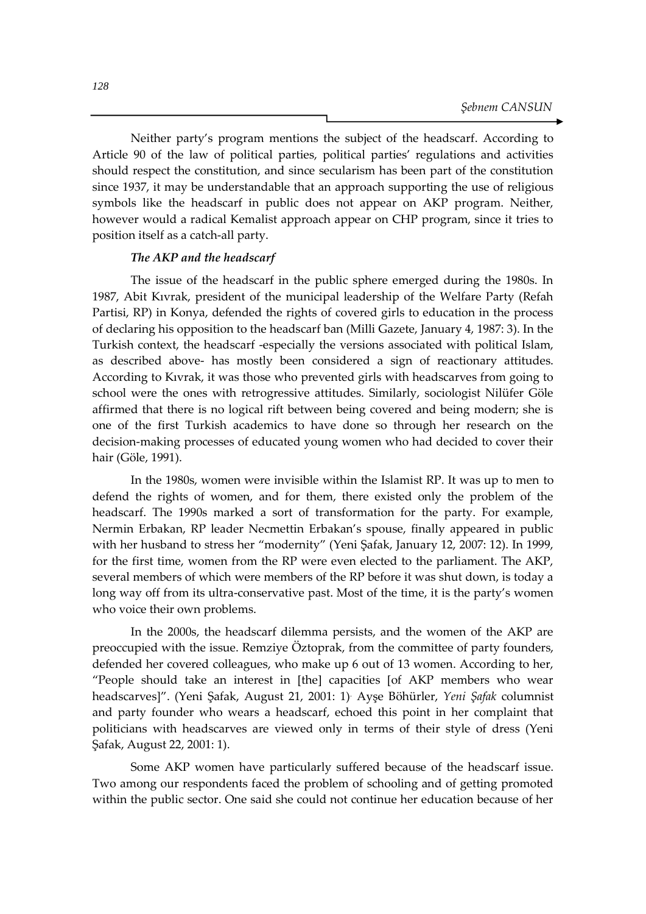Neither party's program mentions the subject of the headscarf. According to Article 90 of the law of political parties, political parties' regulations and activities should respect the constitution, and since secularism has been part of the constitution since 1937, it may be understandable that an approach supporting the use of religious symbols like the headscarf in public does not appear on AKP program. Neither, however would a radical Kemalist approach appear on CHP program, since it tries to position itself as a catch-all party.

***The AKP and the headscarf***

The issue of the headscarf in the public sphere emerged during the 1980s. In 1987, Abit Kıvrak, president of the municipal leadership of the Welfare Party (Refah Partisi, RP) in Konya, defended the rights of covered girls to education in the process of declaring his opposition to the headscarf ban (Milli Gazete, January 4, 1987: 3). In the Turkish context, the headscarf -especially the versions associated with political Islam, as described above- has mostly been considered a sign of reactionary attitudes. According to Kıvrak, it was those who prevented girls with headscarves from going to school were the ones with retrogressive attitudes. Similarly, sociologist Nilüfer Göle affirmed that there is no logical rift between being covered and being modern; she is one of the first Turkish academics to have done so through her research on the decision-making processes of educated young women who had decided to cover their hair (Göle, 1991).

In the 1980s, women were invisible within the Islamist RP. It was up to men to defend the rights of women, and for them, there existed only the problem of the headscarf. The 1990s marked a sort of transformation for the party. For example, Nermin Erbakan, RP leader Necmettin Erbakan's spouse, finally appeared in public with her husband to stress her "modernity" (Yeni Şafak, January 12, 2007: 12). In 1999, for the first time, women from the RP were even elected to the parliament. The AKP, several members of which were members of the RP before it was shut down, is today a long way off from its ultra-conservative past. Most of the time, it is the party's women who voice their own problems.

In the 2000s, the headscarf dilemma persists, and the women of the AKP are preoccupied with the issue. Remziye Öztoprak, from the committee of party founders, defended her covered colleagues, who make up 6 out of 13 women. According to her, "People should take an interest in [the] capacities [of AKP members who wear headscarves]". (Yeni Şafak, August 21, 2001: 1). Ayşe Böhürler, *Yeni Şafak* columnist and party founder who wears a headscarf, echoed this point in her complaint that politicians with headscarves are viewed only in terms of their style of dress (Yeni Şafak, August 22, 2001: 1).

Some AKP women have particularly suffered because of the headscarf issue. Two among our respondents faced the problem of schooling and of getting promoted within the public sector. One said she could not continue her education because of her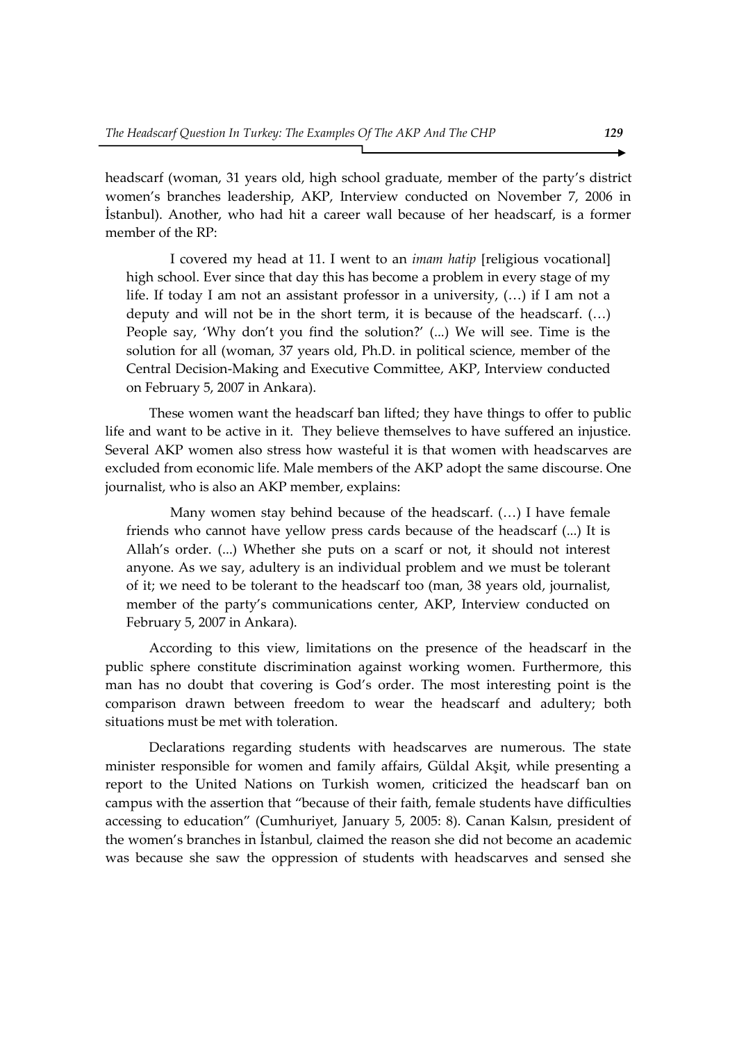headscarf (woman, 31 years old, high school graduate, member of the party's district women's branches leadership, AKP, Interview conducted on November 7, 2006 in İstanbul). Another, who had hit a career wall because of her headscarf, is a former member of the RP:

> I covered my head at 11. I went to an *imam hatip* [religious vocational] high school. Ever since that day this has become a problem in every stage of my life. If today I am not an assistant professor in a university, (…) if I am not a deputy and will not be in the short term, it is because of the headscarf. (…) People say, 'Why don't you find the solution?' (...) We will see. Time is the solution for all (woman, 37 years old, Ph.D. in political science, member of the Central Decision-Making and Executive Committee, AKP, Interview conducted on February 5, 2007 in Ankara).

These women want the headscarf ban lifted; they have things to offer to public life and want to be active in it. They believe themselves to have suffered an injustice. Several AKP women also stress how wasteful it is that women with headscarves are excluded from economic life. Male members of the AKP adopt the same discourse. One journalist, who is also an AKP member, explains:

> Many women stay behind because of the headscarf. (…) I have female friends who cannot have yellow press cards because of the headscarf (...) It is Allah's order. (...) Whether she puts on a scarf or not, it should not interest anyone. As we say, adultery is an individual problem and we must be tolerant of it; we need to be tolerant to the headscarf too (man, 38 years old, journalist, member of the party's communications center, AKP, Interview conducted on February 5, 2007 in Ankara).

According to this view, limitations on the presence of the headscarf in the public sphere constitute discrimination against working women. Furthermore, this man has no doubt that covering is God's order. The most interesting point is the comparison drawn between freedom to wear the headscarf and adultery; both situations must be met with toleration.

Declarations regarding students with headscarves are numerous. The state minister responsible for women and family affairs, Güldal Akşit, while presenting a report to the United Nations on Turkish women, criticized the headscarf ban on campus with the assertion that "because of their faith, female students have difficulties accessing to education" (Cumhuriyet, January 5, 2005: 8). Canan Kalsın, president of the women's branches in İstanbul, claimed the reason she did not become an academic was because she saw the oppression of students with headscarves and sensed she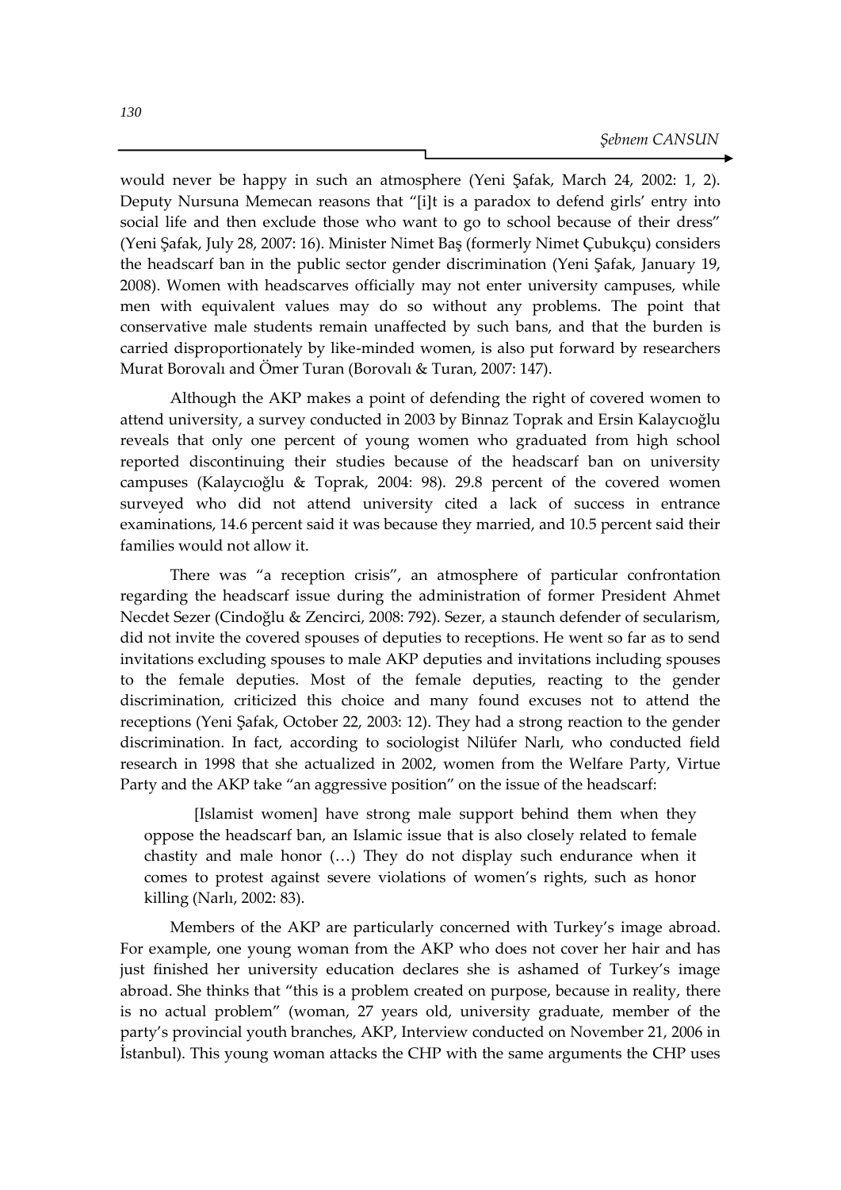would never be happy in such an atmosphere (Yeni Şafak, March 24, 2002: 1, 2). Deputy Nursuna Memecan reasons that "[i]t is a paradox to defend girls' entry into social life and then exclude those who want to go to school because of their dress" (Yeni Şafak, July 28, 2007: 16). Minister Nimet Baş (formerly Nimet Çubukçu) considers the headscarf ban in the public sector gender discrimination (Yeni Şafak, January 19, 2008). Women with headscarves officially may not enter university campuses, while men with equivalent values may do so without any problems. The point that conservative male students remain unaffected by such bans, and that the burden is carried disproportionately by like-minded women, is also put forward by researchers Murat Borovalı and Ömer Turan (Borovalı & Turan, 2007: 147).

Although the AKP makes a point of defending the right of covered women to attend university, a survey conducted in 2003 by Binnaz Toprak and Ersin Kalaycıoğlu reveals that only one percent of young women who graduated from high school reported discontinuing their studies because of the headscarf ban on university campuses (Kalaycıoğlu & Toprak, 2004: 98). 29.8 percent of the covered women surveyed who did not attend university cited a lack of success in entrance examinations, 14.6 percent said it was because they married, and 10.5 percent said their families would not allow it.

There was "a reception crisis", an atmosphere of particular confrontation regarding the headscarf issue during the administration of former President Ahmet Necdet Sezer (Cindoğlu & Zencirci, 2008: 792). Sezer, a staunch defender of secularism, did not invite the covered spouses of deputies to receptions. He went so far as to send invitations excluding spouses to male AKP deputies and invitations including spouses to the female deputies. Most of the female deputies, reacting to the gender discrimination, criticized this choice and many found excuses not to attend the receptions (Yeni Şafak, October 22, 2003: 12). They had a strong reaction to the gender discrimination. In fact, according to sociologist Nilüfer Narlı, who conducted field research in 1998 that she actualized in 2002, women from the Welfare Party, Virtue Party and the AKP take "an aggressive position" on the issue of the headscarf:

> [Islamist women] have strong male support behind them when they oppose the headscarf ban, an Islamic issue that is also closely related to female chastity and male honor (…) They do not display such endurance when it comes to protest against severe violations of women's rights, such as honor killing (Narlı, 2002: 83).

Members of the AKP are particularly concerned with Turkey's image abroad. For example, one young woman from the AKP who does not cover her hair and has just finished her university education declares she is ashamed of Turkey's image abroad. She thinks that "this is a problem created on purpose, because in reality, there is no actual problem" (woman, 27 years old, university graduate, member of the party's provincial youth branches, AKP, Interview conducted on November 21, 2006 in İstanbul). This young woman attacks the CHP with the same arguments the CHP uses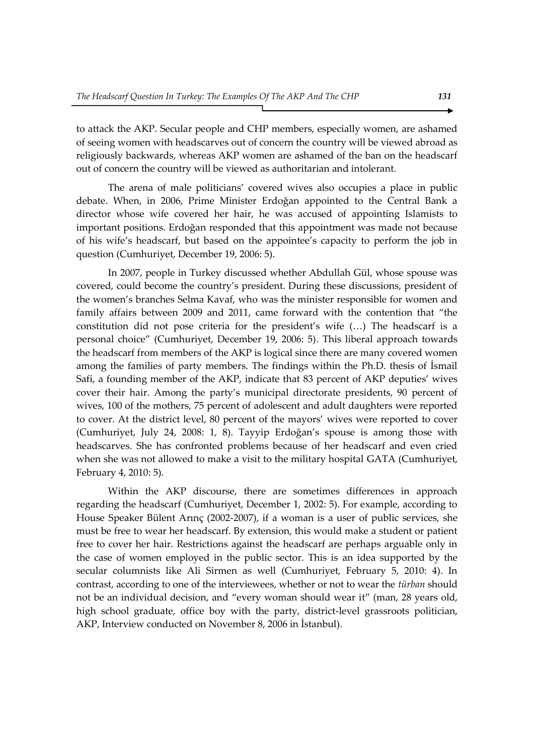to attack the AKP. Secular people and CHP members, especially women, are ashamed of seeing women with headscarves out of concern the country will be viewed abroad as religiously backwards, whereas AKP women are ashamed of the ban on the headscarf out of concern the country will be viewed as authoritarian and intolerant.

The arena of male politicians' covered wives also occupies a place in public debate. When, in 2006, Prime Minister Erdoğan appointed to the Central Bank a director whose wife covered her hair, he was accused of appointing Islamists to important positions. Erdoğan responded that this appointment was made not because of his wife's headscarf, but based on the appointee's capacity to perform the job in question (Cumhuriyet, December 19, 2006: 5).

In 2007, people in Turkey discussed whether Abdullah Gül, whose spouse was covered, could become the country's president. During these discussions, president of the women's branches Selma Kavaf, who was the minister responsible for women and family affairs between 2009 and 2011, came forward with the contention that "the constitution did not pose criteria for the president's wife (…) The headscarf is a personal choice" (Cumhuriyet, December 19, 2006: 5). This liberal approach towards the headscarf from members of the AKP is logical since there are many covered women among the families of party members. The findings within the Ph.D. thesis of İsmail Safi, a founding member of the AKP, indicate that 83 percent of AKP deputies' wives cover their hair. Among the party's municipal directorate presidents, 90 percent of wives, 100 of the mothers, 75 percent of adolescent and adult daughters were reported to cover. At the district level, 80 percent of the mayors' wives were reported to cover (Cumhuriyet, July 24, 2008: 1, 8). Tayyip Erdoğan's spouse is among those with headscarves. She has confronted problems because of her headscarf and even cried when she was not allowed to make a visit to the military hospital GATA (Cumhuriyet, February 4, 2010: 5).

Within the AKP discourse, there are sometimes differences in approach regarding the headscarf (Cumhuriyet, December 1, 2002: 5). For example, according to House Speaker Bülent Arınç (2002-2007), if a woman is a user of public services, she must be free to wear her headscarf. By extension, this would make a student or patient free to cover her hair. Restrictions against the headscarf are perhaps arguable only in the case of women employed in the public sector. This is an idea supported by the secular columnists like Ali Sirmen as well (Cumhuriyet, February 5, 2010: 4). In contrast, according to one of the interviewees, whether or not to wear the *türban* should not be an individual decision, and "every woman should wear it" (man, 28 years old, high school graduate, office boy with the party, district-level grassroots politician, AKP, Interview conducted on November 8, 2006 in İstanbul).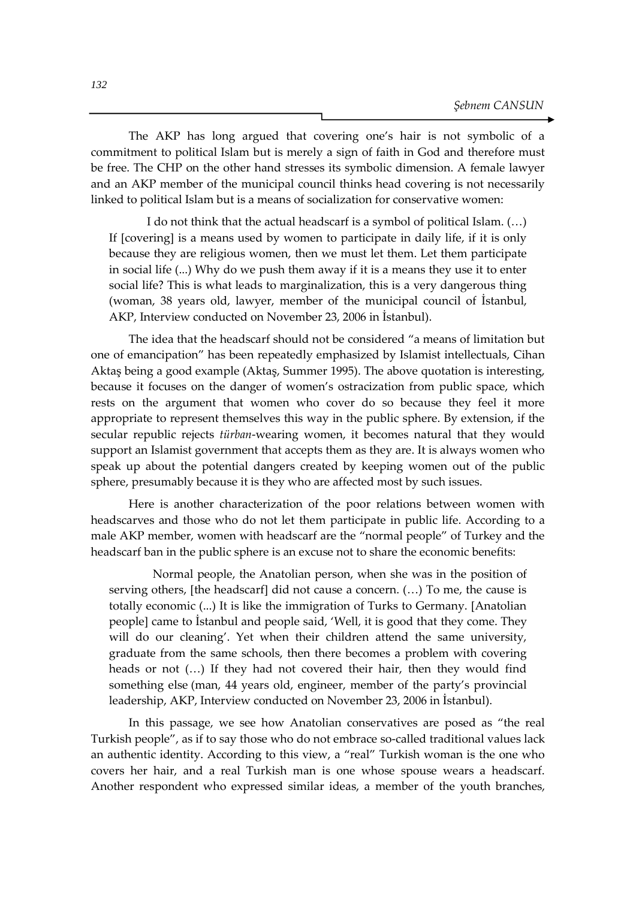The AKP has long argued that covering one's hair is not symbolic of a commitment to political Islam but is merely a sign of faith in God and therefore must be free. The CHP on the other hand stresses its symbolic dimension. A female lawyer and an AKP member of the municipal council thinks head covering is not necessarily linked to political Islam but is a means of socialization for conservative women:

> I do not think that the actual headscarf is a symbol of political Islam. (…) If [covering] is a means used by women to participate in daily life, if it is only because they are religious women, then we must let them. Let them participate in social life (...) Why do we push them away if it is a means they use it to enter social life? This is what leads to marginalization, this is a very dangerous thing (woman, 38 years old, lawyer, member of the municipal council of İstanbul, AKP, Interview conducted on November 23, 2006 in İstanbul).

The idea that the headscarf should not be considered "a means of limitation but one of emancipation" has been repeatedly emphasized by Islamist intellectuals, Cihan Aktaş being a good example (Aktaş, Summer 1995). The above quotation is interesting, because it focuses on the danger of women's ostracization from public space, which rests on the argument that women who cover do so because they feel it more appropriate to represent themselves this way in the public sphere. By extension, if the secular republic rejects *türban*-wearing women, it becomes natural that they would support an Islamist government that accepts them as they are. It is always women who speak up about the potential dangers created by keeping women out of the public sphere, presumably because it is they who are affected most by such issues.

Here is another characterization of the poor relations between women with headscarves and those who do not let them participate in public life. According to a male AKP member, women with headscarf are the "normal people" of Turkey and the headscarf ban in the public sphere is an excuse not to share the economic benefits:

> Normal people, the Anatolian person, when she was in the position of serving others, [the headscarf] did not cause a concern. (…) To me, the cause is totally economic (...) It is like the immigration of Turks to Germany. [Anatolian people] came to İstanbul and people said, 'Well, it is good that they come. They will do our cleaning'. Yet when their children attend the same university, graduate from the same schools, then there becomes a problem with covering heads or not (…) If they had not covered their hair, then they would find something else (man, 44 years old, engineer, member of the party's provincial leadership, AKP, Interview conducted on November 23, 2006 in İstanbul).

In this passage, we see how Anatolian conservatives are posed as "the real Turkish people", as if to say those who do not embrace so-called traditional values lack an authentic identity. According to this view, a "real" Turkish woman is the one who covers her hair, and a real Turkish man is one whose spouse wears a headscarf. Another respondent who expressed similar ideas, a member of the youth branches,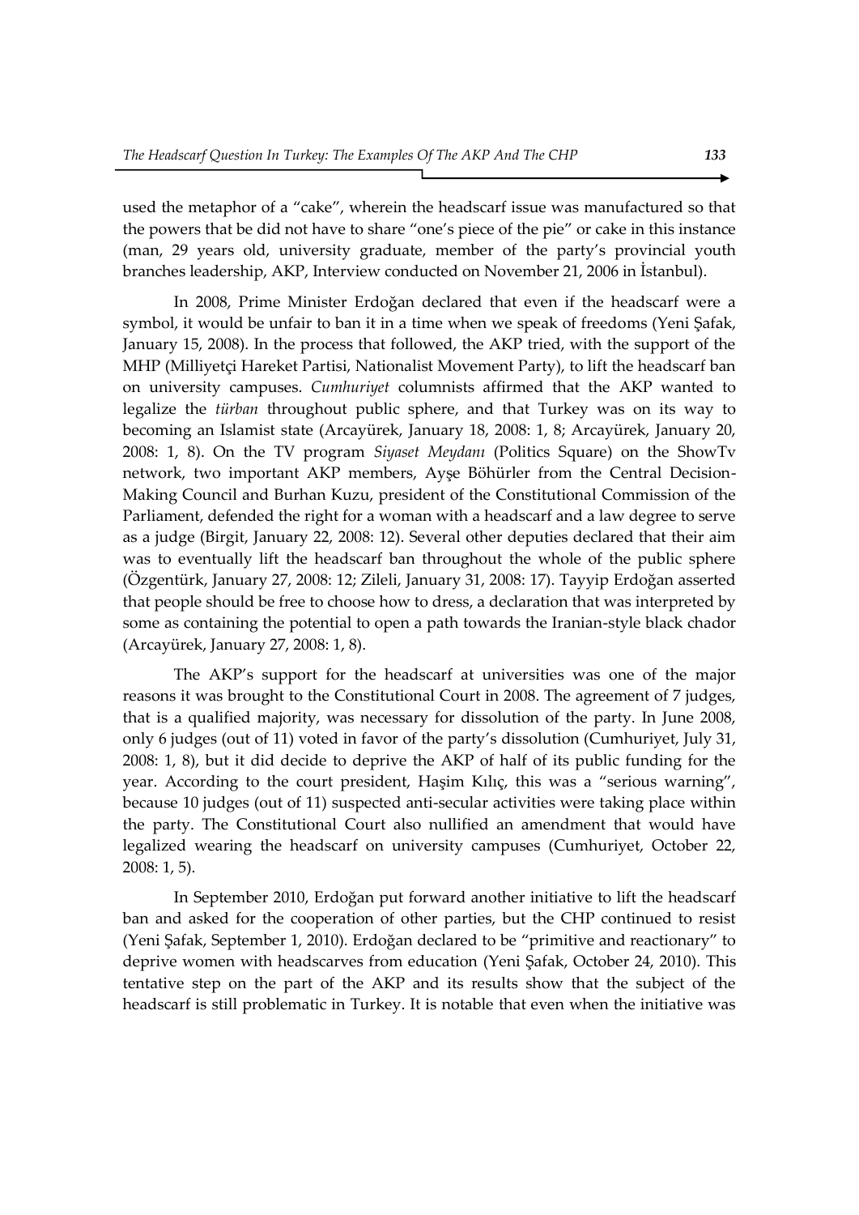used the metaphor of a "cake", wherein the headscarf issue was manufactured so that the powers that be did not have to share "one's piece of the pie" or cake in this instance (man, 29 years old, university graduate, member of the party's provincial youth branches leadership, AKP, Interview conducted on November 21, 2006 in İstanbul).

In 2008, Prime Minister Erdoğan declared that even if the headscarf were a symbol, it would be unfair to ban it in a time when we speak of freedoms (Yeni Şafak, January 15, 2008). In the process that followed, the AKP tried, with the support of the MHP (Milliyetçi Hareket Partisi, Nationalist Movement Party), to lift the headscarf ban on university campuses. *Cumhuriyet* columnists affirmed that the AKP wanted to legalize the *türban* throughout public sphere, and that Turkey was on its way to becoming an Islamist state (Arcayürek, January 18, 2008: 1, 8; Arcayürek, January 20, 2008: 1, 8). On the TV program *Siyaset Meydanı* (Politics Square) on the ShowTv network, two important AKP members, Ayşe Böhürler from the Central Decision-Making Council and Burhan Kuzu, president of the Constitutional Commission of the Parliament, defended the right for a woman with a headscarf and a law degree to serve as a judge (Birgit, January 22, 2008: 12). Several other deputies declared that their aim was to eventually lift the headscarf ban throughout the whole of the public sphere (Özgentürk, January 27, 2008: 12; Zileli, January 31, 2008: 17). Tayyip Erdoğan asserted that people should be free to choose how to dress, a declaration that was interpreted by some as containing the potential to open a path towards the Iranian-style black chador (Arcayürek, January 27, 2008: 1, 8).

The AKP's support for the headscarf at universities was one of the major reasons it was brought to the Constitutional Court in 2008. The agreement of 7 judges, that is a qualified majority, was necessary for dissolution of the party. In June 2008, only 6 judges (out of 11) voted in favor of the party's dissolution (Cumhuriyet, July 31, 2008: 1, 8), but it did decide to deprive the AKP of half of its public funding for the year. According to the court president, Haşim Kılıç, this was a "serious warning", because 10 judges (out of 11) suspected anti-secular activities were taking place within the party. The Constitutional Court also nullified an amendment that would have legalized wearing the headscarf on university campuses (Cumhuriyet, October 22, 2008: 1, 5).

In September 2010, Erdoğan put forward another initiative to lift the headscarf ban and asked for the cooperation of other parties, but the CHP continued to resist (Yeni Şafak, September 1, 2010). Erdoğan declared to be "primitive and reactionary" to deprive women with headscarves from education (Yeni Şafak, October 24, 2010). This tentative step on the part of the AKP and its results show that the subject of the headscarf is still problematic in Turkey. It is notable that even when the initiative was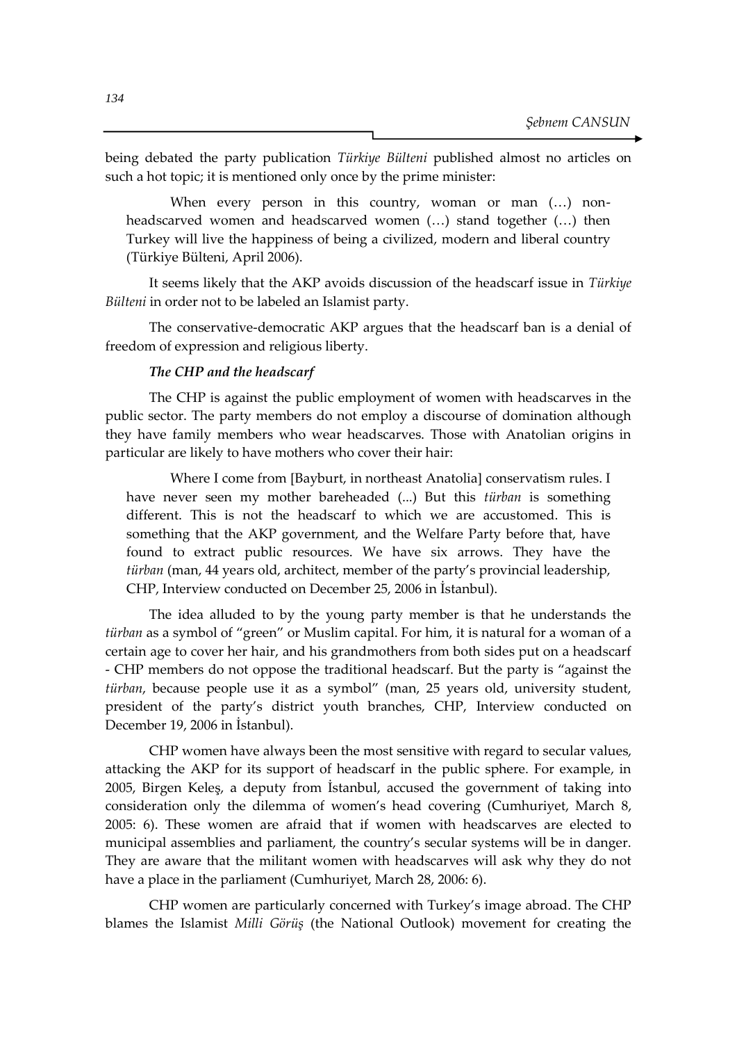being debated the party publication *Türkiye Bülteni* published almost no articles on such a hot topic; it is mentioned only once by the prime minister:

> When every person in this country, woman or man (…) non-headscarved women and headscarved women (…) stand together (…) then Turkey will live the happiness of being a civilized, modern and liberal country (Türkiye Bülteni, April 2006).

It seems likely that the AKP avoids discussion of the headscarf issue in *Türkiye Bülteni* in order not to be labeled an Islamist party.

The conservative-democratic AKP argues that the headscarf ban is a denial of freedom of expression and religious liberty.

***The CHP and the headscarf***

The CHP is against the public employment of women with headscarves in the public sector. The party members do not employ a discourse of domination although they have family members who wear headscarves. Those with Anatolian origins in particular are likely to have mothers who cover their hair:

> Where I come from [Bayburt, in northeast Anatolia] conservatism rules. I have never seen my mother bareheaded (...) But this *türban* is something different. This is not the headscarf to which we are accustomed. This is something that the AKP government, and the Welfare Party before that, have found to extract public resources. We have six arrows. They have the *türban* (man, 44 years old, architect, member of the party's provincial leadership, CHP, Interview conducted on December 25, 2006 in İstanbul).

The idea alluded to by the young party member is that he understands the *türban* as a symbol of "green" or Muslim capital. For him, it is natural for a woman of a certain age to cover her hair, and his grandmothers from both sides put on a headscarf - CHP members do not oppose the traditional headscarf. But the party is "against the *türban*, because people use it as a symbol" (man, 25 years old, university student, president of the party's district youth branches, CHP, Interview conducted on December 19, 2006 in İstanbul).

CHP women have always been the most sensitive with regard to secular values, attacking the AKP for its support of headscarf in the public sphere. For example, in 2005, Birgen Keleş, a deputy from İstanbul, accused the government of taking into consideration only the dilemma of women's head covering (Cumhuriyet, March 8, 2005: 6). These women are afraid that if women with headscarves are elected to municipal assemblies and parliament, the country's secular systems will be in danger. They are aware that the militant women with headscarves will ask why they do not have a place in the parliament (Cumhuriyet, March 28, 2006: 6).

CHP women are particularly concerned with Turkey's image abroad. The CHP blames the Islamist *Milli Görüş* (the National Outlook) movement for creating the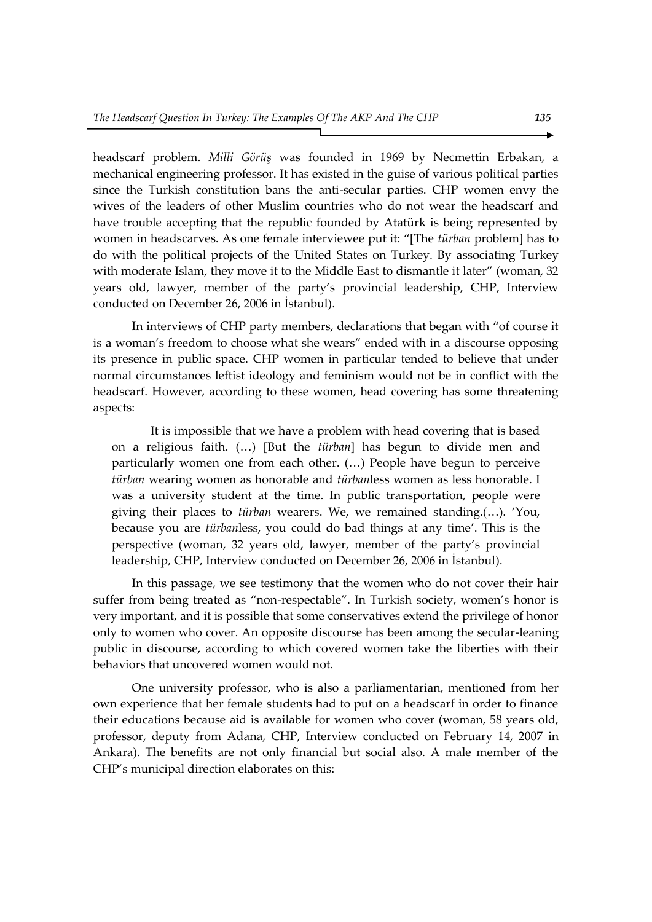headscarf problem. *Milli Görüş* was founded in 1969 by Necmettin Erbakan, a mechanical engineering professor. It has existed in the guise of various political parties since the Turkish constitution bans the anti-secular parties. CHP women envy the wives of the leaders of other Muslim countries who do not wear the headscarf and have trouble accepting that the republic founded by Atatürk is being represented by women in headscarves. As one female interviewee put it: "[The *türban* problem] has to do with the political projects of the United States on Turkey. By associating Turkey with moderate Islam, they move it to the Middle East to dismantle it later" (woman, 32 years old, lawyer, member of the party's provincial leadership, CHP, Interview conducted on December 26, 2006 in İstanbul).

In interviews of CHP party members, declarations that began with "of course it is a woman's freedom to choose what she wears" ended with in a discourse opposing its presence in public space. CHP women in particular tended to believe that under normal circumstances leftist ideology and feminism would not be in conflict with the headscarf. However, according to these women, head covering has some threatening aspects:

> It is impossible that we have a problem with head covering that is based on a religious faith. (…) [But the *türban*] has begun to divide men and particularly women one from each other. (…) People have begun to perceive *türban* wearing women as honorable and *türban*less women as less honorable. I was a university student at the time. In public transportation, people were giving their places to *türban* wearers. We, we remained standing.(…). 'You, because you are *türban*less, you could do bad things at any time'. This is the perspective (woman, 32 years old, lawyer, member of the party's provincial leadership, CHP, Interview conducted on December 26, 2006 in İstanbul).

In this passage, we see testimony that the women who do not cover their hair suffer from being treated as "non-respectable". In Turkish society, women's honor is very important, and it is possible that some conservatives extend the privilege of honor only to women who cover. An opposite discourse has been among the secular-leaning public in discourse, according to which covered women take the liberties with their behaviors that uncovered women would not.

One university professor, who is also a parliamentarian, mentioned from her own experience that her female students had to put on a headscarf in order to finance their educations because aid is available for women who cover (woman, 58 years old, professor, deputy from Adana, CHP, Interview conducted on February 14, 2007 in Ankara). The benefits are not only financial but social also. A male member of the CHP's municipal direction elaborates on this: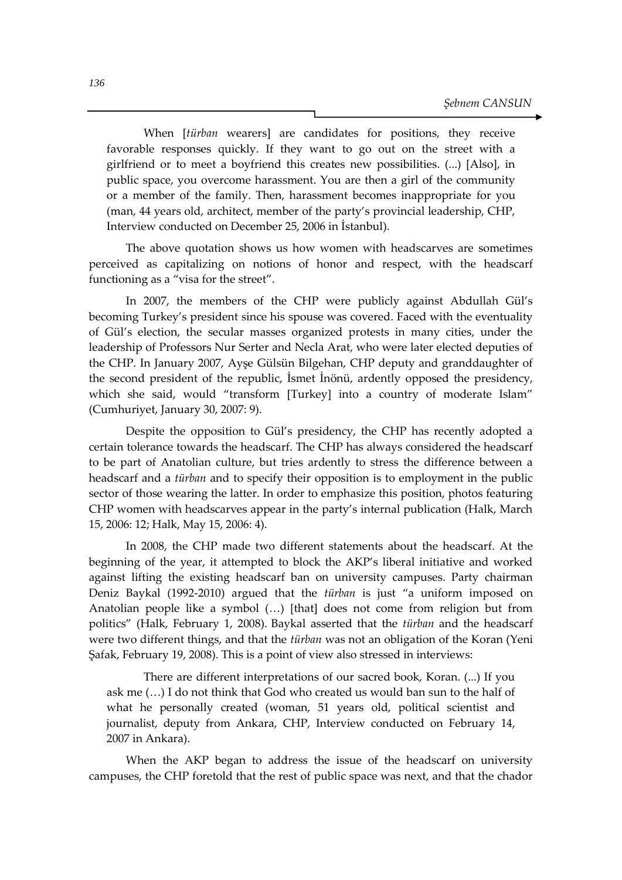> When [*türban* wearers] are candidates for positions, they receive favorable responses quickly. If they want to go out on the street with a girlfriend or to meet a boyfriend this creates new possibilities. (...) [Also], in public space, you overcome harassment. You are then a girl of the community or a member of the family. Then, harassment becomes inappropriate for you (man, 44 years old, architect, member of the party's provincial leadership, CHP, Interview conducted on December 25, 2006 in İstanbul).

The above quotation shows us how women with headscarves are sometimes perceived as capitalizing on notions of honor and respect, with the headscarf functioning as a "visa for the street".

In 2007, the members of the CHP were publicly against Abdullah Gül's becoming Turkey's president since his spouse was covered. Faced with the eventuality of Gül's election, the secular masses organized protests in many cities, under the leadership of Professors Nur Serter and Necla Arat, who were later elected deputies of the CHP. In January 2007, Ayşe Gülsün Bilgehan, CHP deputy and granddaughter of the second president of the republic, İsmet İnönü, ardently opposed the presidency, which she said, would "transform [Turkey] into a country of moderate Islam" (Cumhuriyet, January 30, 2007: 9).

Despite the opposition to Gül's presidency, the CHP has recently adopted a certain tolerance towards the headscarf. The CHP has always considered the headscarf to be part of Anatolian culture, but tries ardently to stress the difference between a headscarf and a *türban* and to specify their opposition is to employment in the public sector of those wearing the latter. In order to emphasize this position, photos featuring CHP women with headscarves appear in the party's internal publication (Halk, March 15, 2006: 12; Halk, May 15, 2006: 4).

In 2008, the CHP made two different statements about the headscarf. At the beginning of the year, it attempted to block the AKP's liberal initiative and worked against lifting the existing headscarf ban on university campuses. Party chairman Deniz Baykal (1992-2010) argued that the *türban* is just "a uniform imposed on Anatolian people like a symbol (…) [that] does not come from religion but from politics" (Halk, February 1, 2008). Baykal asserted that the *türban* and the headscarf were two different things, and that the *türban* was not an obligation of the Koran (Yeni Şafak, February 19, 2008). This is a point of view also stressed in interviews:

> There are different interpretations of our sacred book, Koran. (...) If you ask me (…) I do not think that God who created us would ban sun to the half of what he personally created (woman, 51 years old, political scientist and journalist, deputy from Ankara, CHP, Interview conducted on February 14, 2007 in Ankara).

When the AKP began to address the issue of the headscarf on university campuses, the CHP foretold that the rest of public space was next, and that the chador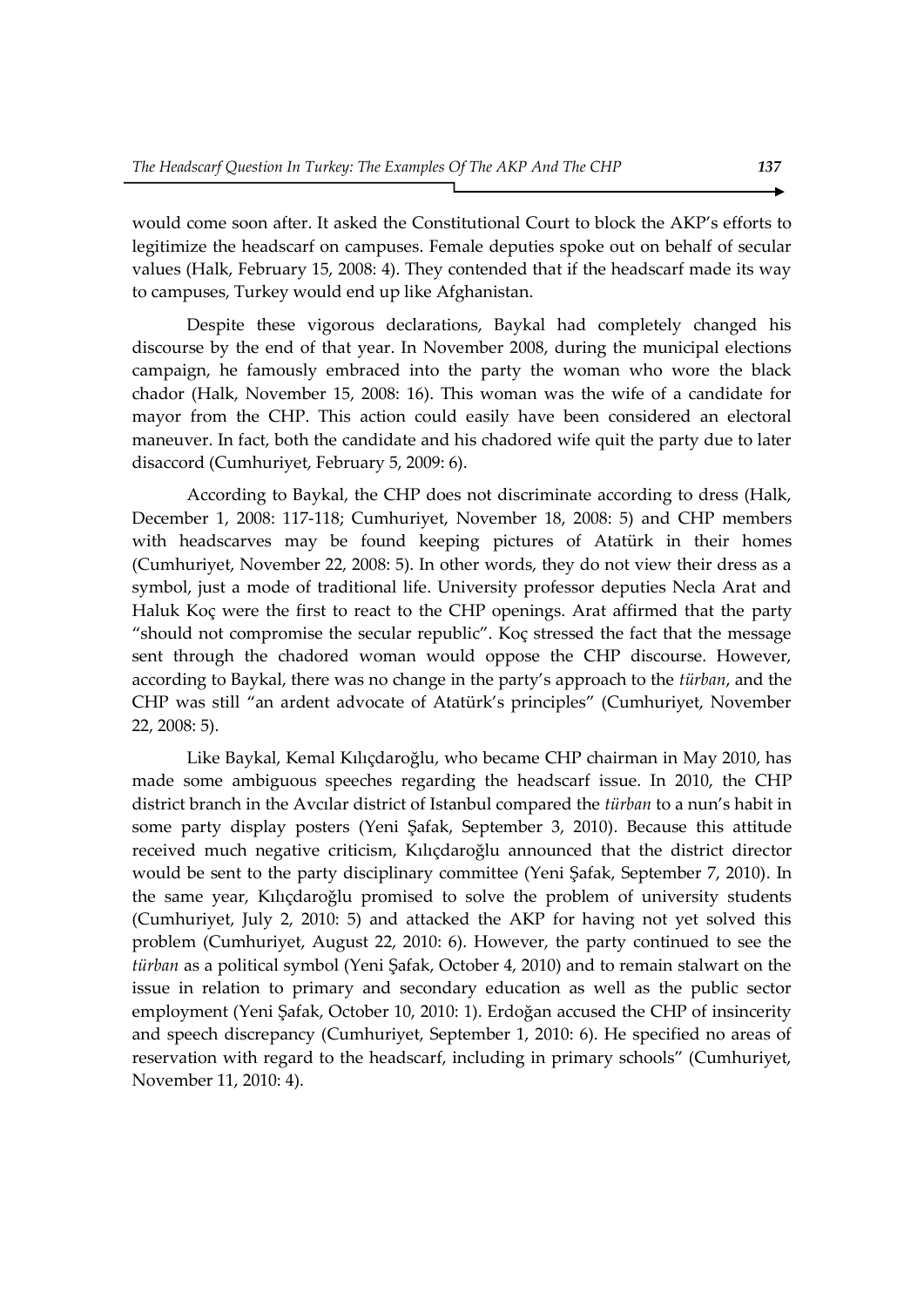would come soon after. It asked the Constitutional Court to block the AKP's efforts to legitimize the headscarf on campuses. Female deputies spoke out on behalf of secular values (Halk, February 15, 2008: 4). They contended that if the headscarf made its way to campuses, Turkey would end up like Afghanistan.

Despite these vigorous declarations, Baykal had completely changed his discourse by the end of that year. In November 2008, during the municipal elections campaign, he famously embraced into the party the woman who wore the black chador (Halk, November 15, 2008: 16). This woman was the wife of a candidate for mayor from the CHP. This action could easily have been considered an electoral maneuver. In fact, both the candidate and his chadored wife quit the party due to later disaccord (Cumhuriyet, February 5, 2009: 6).

According to Baykal, the CHP does not discriminate according to dress (Halk, December 1, 2008: 117-118; Cumhuriyet, November 18, 2008: 5) and CHP members with headscarves may be found keeping pictures of Atatürk in their homes (Cumhuriyet, November 22, 2008: 5). In other words, they do not view their dress as a symbol, just a mode of traditional life. University professor deputies Necla Arat and Haluk Koç were the first to react to the CHP openings. Arat affirmed that the party "should not compromise the secular republic". Koç stressed the fact that the message sent through the chadored woman would oppose the CHP discourse. However, according to Baykal, there was no change in the party's approach to the *türban*, and the CHP was still "an ardent advocate of Atatürk's principles" (Cumhuriyet, November 22, 2008: 5).

Like Baykal, Kemal Kılıçdaroğlu, who became CHP chairman in May 2010, has made some ambiguous speeches regarding the headscarf issue. In 2010, the CHP district branch in the Avcılar district of Istanbul compared the *türban* to a nun's habit in some party display posters (Yeni Şafak, September 3, 2010). Because this attitude received much negative criticism, Kılıçdaroğlu announced that the district director would be sent to the party disciplinary committee (Yeni Şafak, September 7, 2010). In the same year, Kılıçdaroğlu promised to solve the problem of university students (Cumhuriyet, July 2, 2010: 5) and attacked the AKP for having not yet solved this problem (Cumhuriyet, August 22, 2010: 6). However, the party continued to see the *türban* as a political symbol (Yeni Şafak, October 4, 2010) and to remain stalwart on the issue in relation to primary and secondary education as well as the public sector employment (Yeni Şafak, October 10, 2010: 1). Erdoğan accused the CHP of insincerity and speech discrepancy (Cumhuriyet, September 1, 2010: 6). He specified no areas of reservation with regard to the headscarf, including in primary schools" (Cumhuriyet, November 11, 2010: 4).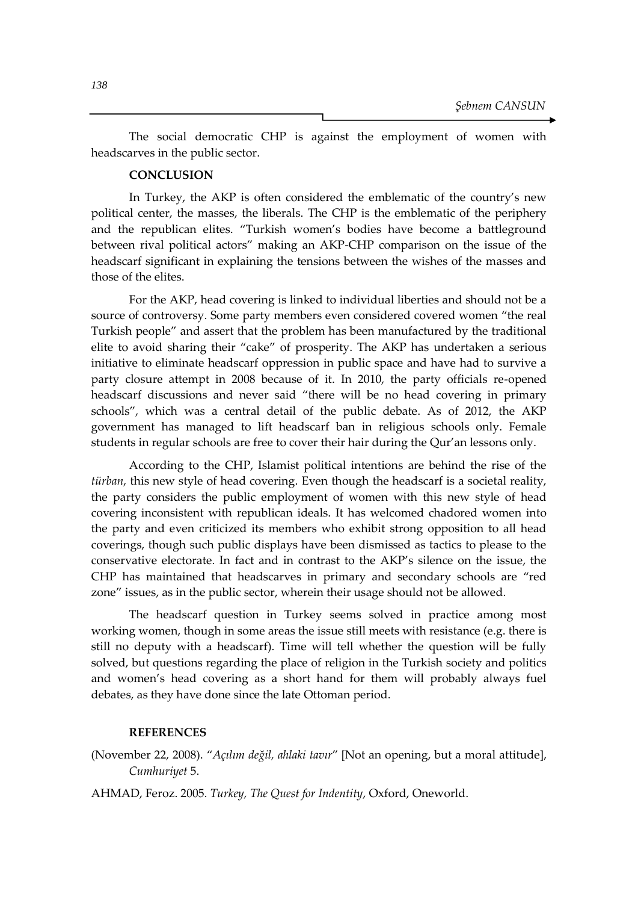The social democratic CHP is against the employment of women with headscarves in the public sector.

## CONCLUSION

In Turkey, the AKP is often considered the emblematic of the country's new political center, the masses, the liberals. The CHP is the emblematic of the periphery and the republican elites. "Turkish women's bodies have become a battleground between rival political actors" making an AKP-CHP comparison on the issue of the headscarf significant in explaining the tensions between the wishes of the masses and those of the elites.

For the AKP, head covering is linked to individual liberties and should not be a source of controversy. Some party members even considered covered women "the real Turkish people" and assert that the problem has been manufactured by the traditional elite to avoid sharing their "cake" of prosperity. The AKP has undertaken a serious initiative to eliminate headscarf oppression in public space and have had to survive a party closure attempt in 2008 because of it. In 2010, the party officials re-opened headscarf discussions and never said "there will be no head covering in primary schools", which was a central detail of the public debate. As of 2012, the AKP government has managed to lift headscarf ban in religious schools only. Female students in regular schools are free to cover their hair during the Qur'an lessons only.

According to the CHP, Islamist political intentions are behind the rise of the *türban*, this new style of head covering. Even though the headscarf is a societal reality, the party considers the public employment of women with this new style of head covering inconsistent with republican ideals. It has welcomed chadored women into the party and even criticized its members who exhibit strong opposition to all head coverings, though such public displays have been dismissed as tactics to please to the conservative electorate. In fact and in contrast to the AKP's silence on the issue, the CHP has maintained that headscarves in primary and secondary schools are "red zone" issues, as in the public sector, wherein their usage should not be allowed.

The headscarf question in Turkey seems solved in practice among most working women, though in some areas the issue still meets with resistance (e.g. there is still no deputy with a headscarf). Time will tell whether the question will be fully solved, but questions regarding the place of religion in the Turkish society and politics and women's head covering as a short hand for them will probably always fuel debates, as they have done since the late Ottoman period.

## REFERENCES

(November 22, 2008). "*Açılım değil, ahlaki tavır*" [Not an opening, but a moral attitude], *Cumhuriyet* 5.

AHMAD, Feroz. 2005. *Turkey, The Quest for Indentity*, Oxford, Oneworld.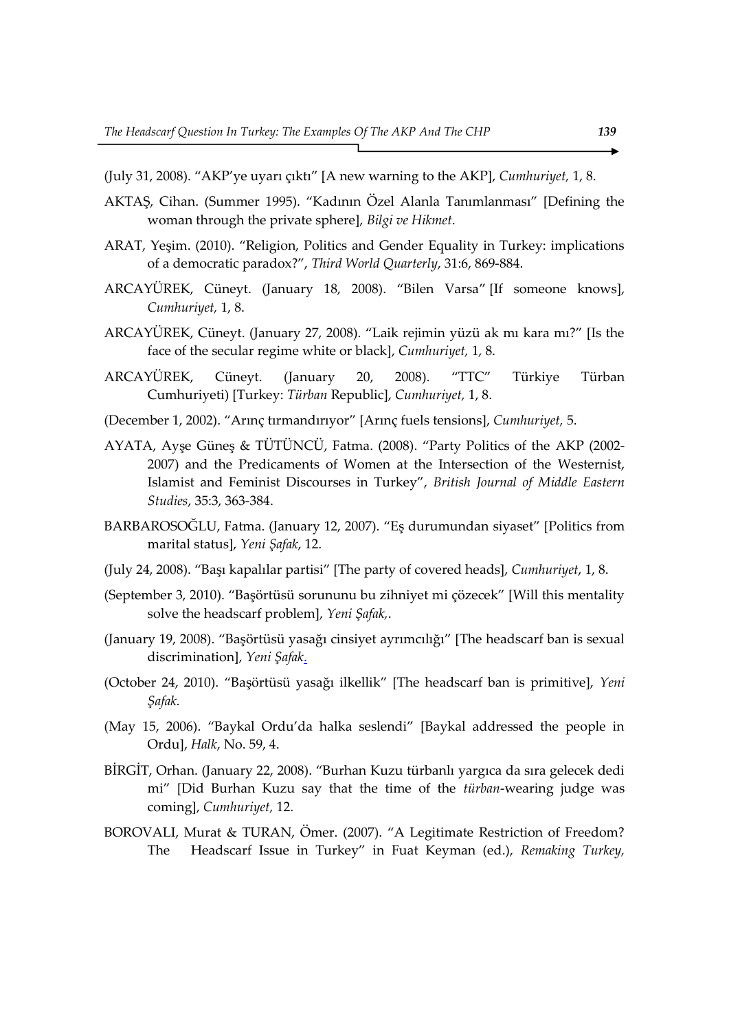(July 31, 2008). "AKP'ye uyarı çıktı" [A new warning to the AKP], *Cumhuriyet,* 1, 8.

AKTAŞ, Cihan. (Summer 1995). "Kadının Özel Alanla Tanımlanması" [Defining the woman through the private sphere], *Bilgi ve Hikmet*.

ARAT, Yeşim. (2010). "Religion, Politics and Gender Equality in Turkey: implications of a democratic paradox?", *Third World Quarterly*, 31:6, 869-884.

ARCAYÜREK, Cüneyt. (January 18, 2008). "Bilen Varsa" [If someone knows], *Cumhuriyet,* 1, 8.

ARCAYÜREK, Cüneyt. (January 27, 2008). "Laik rejimin yüzü ak mı kara mı?" [Is the face of the secular regime white or black], *Cumhuriyet,* 1, 8.

ARCAYÜREK, Cüneyt. (January 20, 2008). "TTC" Türkiye Türban Cumhuriyeti) [Turkey: *Türban* Republic], *Cumhuriyet,* 1, 8.

(December 1, 2002). "Arınç tırmandırıyor" [Arınç fuels tensions], *Cumhuriyet,* 5.

AYATA, Ayşe Güneş & TÜTÜNCÜ, Fatma. (2008). "Party Politics of the AKP (2002-2007) and the Predicaments of Women at the Intersection of the Westernist, Islamist and Feminist Discourses in Turkey", *British Journal of Middle Eastern Studies*, 35:3, 363-384.

BARBAROSOĞLU, Fatma. (January 12, 2007). "Eş durumundan siyaset" [Politics from marital status], *Yeni Şafak*, 12.

(July 24, 2008). "Başı kapalılar partisi" [The party of covered heads], *Cumhuriyet*, 1, 8.

(September 3, 2010). "Başörtüsü sorununu bu zihniyet mi çözecek" [Will this mentality solve the headscarf problem], *Yeni Şafak,*.

(January 19, 2008). "Başörtüsü yasağı cinsiyet ayrımcılığı" [The headscarf ban is sexual discrimination], *Yeni Şafak*.

(October 24, 2010). "Başörtüsü yasağı ilkellik" [The headscarf ban is primitive], *Yeni Şafak.*

(May 15, 2006). "Baykal Ordu'da halka seslendi" [Baykal addressed the people in Ordu], *Halk*, No. 59, 4.

BİRGİT, Orhan. (January 22, 2008). "Burhan Kuzu türbanlı yargıca da sıra gelecek dedi mi" [Did Burhan Kuzu say that the time of the *türban*-wearing judge was coming], *Cumhuriyet,* 12.

BOROVALI, Murat & TURAN, Ömer. (2007). "A Legitimate Restriction of Freedom? The Headscarf Issue in Turkey" in Fuat Keyman (ed.), *Remaking Turkey,*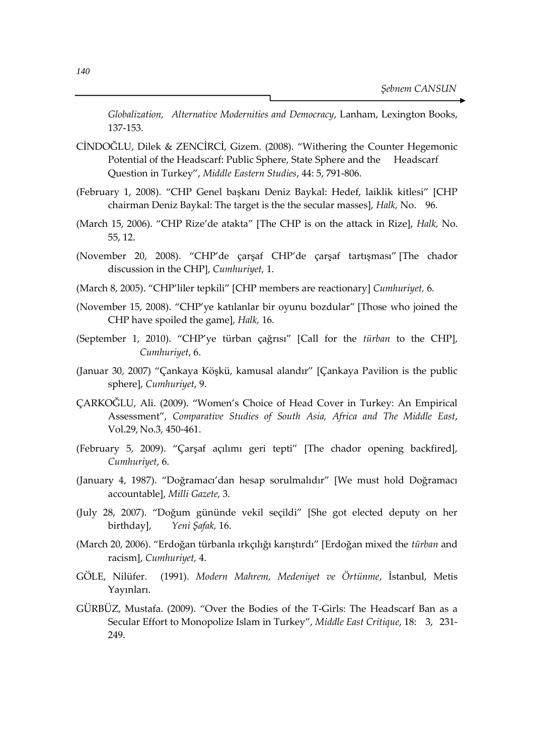*Globalization, Alternative Modernities and Democracy*, Lanham, Lexington Books, 137-153.

CİNDOĞLU, Dilek & ZENCİRCİ, Gizem. (2008). "Withering the Counter Hegemonic Potential of the Headscarf: Public Sphere, State Sphere and the Headscarf Question in Turkey", *Middle Eastern Studies*, 44: 5, 791-806.

(February 1, 2008). "CHP Genel başkanı Deniz Baykal: Hedef, laiklik kitlesi" [CHP chairman Deniz Baykal: The target is the the secular masses], *Halk,* No. 96.

(March 15, 2006). "CHP Rize'de atakta" [The CHP is on the attack in Rize], *Halk,* No. 55, 12.

(November 20, 2008). "CHP'de çarşaf CHP'de çarşaf tartışması" [The chador discussion in the CHP], *Cumhuriyet,* 1.

(March 8, 2005). "CHP'liler tepkili" [CHP members are reactionary] *Cumhuriyet,* 6.

(November 15, 2008). "CHP'ye katılanlar bir oyunu bozdular" [Those who joined the CHP have spoiled the game], *Halk,* 16.

(September 1, 2010). "CHP'ye türban çağrısı" [Call for the *türban* to the CHP], *Cumhuriyet*, 6.

(Januar 30, 2007) "Çankaya Köşkü, kamusal alandır" [Çankaya Pavilion is the public sphere], *Cumhuriyet*, 9.

ÇARKOĞLU, Ali. (2009). "Women's Choice of Head Cover in Turkey: An Empirical Assessment", *Comparative Studies of South Asia, Africa and The Middle East*, Vol.29, No.3, 450-461.

(February 5, 2009). "Çarşaf açılımı geri tepti" [The chador opening backfired], *Cumhuriyet*, 6.

(January 4, 1987). "Doğramacı'dan hesap sorulmalıdır" [We must hold Doğramacı accountable], *Milli Gazete,* 3.

(July 28, 2007). "Doğum gününde vekil seçildi" [She got elected deputy on her birthday], *Yeni Şafak,* 16.

(March 20, 2006). "Erdoğan türbanla ırkçılığı karıştırdı" [Erdoğan mixed the *türban* and racism], *Cumhuriyet,* 4.

GÖLE, Nilüfer. (1991). *Modern Mahrem, Medeniyet ve Örtünme*, İstanbul, Metis Yayınları.

GÜRBÜZ, Mustafa. (2009). "Over the Bodies of the T-Girls: The Headscarf Ban as a Secular Effort to Monopolize Islam in Turkey", *Middle East Critique*, 18: 3, 231-249.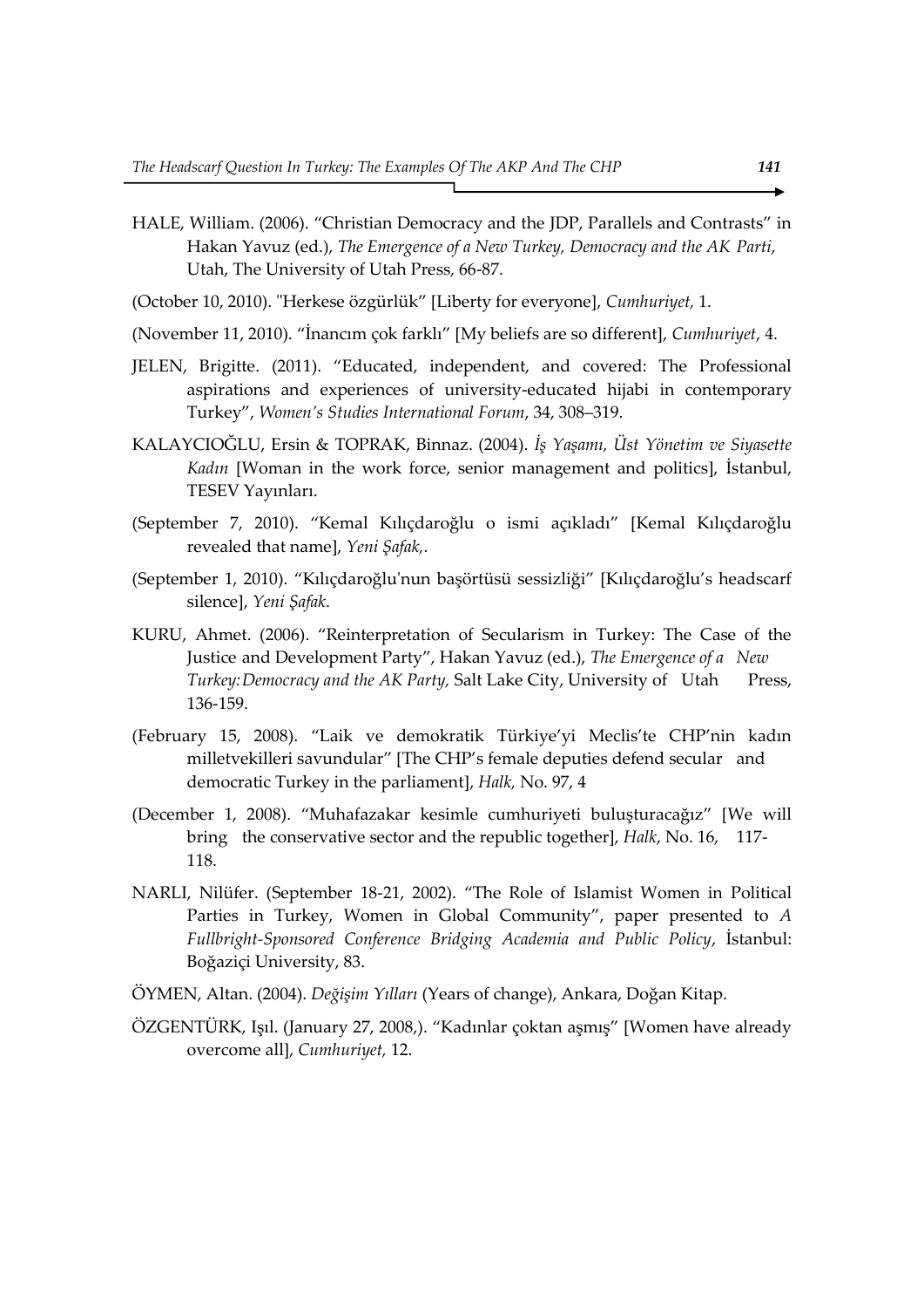HALE, William. (2006). “Christian Democracy and the JDP, Parallels and Contrasts” in Hakan Yavuz (ed.), *The Emergence of a New Turkey, Democracy and the AK Parti*, Utah, The University of Utah Press, 66-87.

(October 10, 2010). "Herkese özgürlük” [Liberty for everyone], *Cumhuriyet,* 1.

(November 11, 2010). “İnancım çok farklı” [My beliefs are so different], *Cumhuriyet*, 4.

JELEN, Brigitte. (2011). “Educated, independent, and covered: The Professional aspirations and experiences of university-educated hijabi in contemporary Turkey”, *Women's Studies International Forum*, 34, 308–319.

KALAYCIOĞLU, Ersin & TOPRAK, Binnaz. (2004). *İş Yaşamı, Üst Yönetim ve Siyasette Kadın* [Woman in the work force, senior management and politics], İstanbul, TESEV Yayınları.

(September 7, 2010). “Kemal Kılıçdaroğlu o ismi açıkladı” [Kemal Kılıçdaroğlu revealed that name], *Yeni Şafak,*.

(September 1, 2010). “Kılıçdaroğlu'nun başörtüsü sessizliği” [Kılıçdaroğlu's headscarf silence], *Yeni Şafak*.

KURU, Ahmet. (2006). “Reinterpretation of Secularism in Turkey: The Case of the Justice and Development Party”, Hakan Yavuz (ed.), *The Emergence of a New Turkey: Democracy and the AK Party,* Salt Lake City, University of Utah Press, 136-159.

(February 15, 2008). “Laik ve demokratik Türkiye'yi Meclis'te CHP'nin kadın milletvekilleri savundular” [The CHP's female deputies defend secular and democratic Turkey in the parliament], *Halk,* No. 97, 4

(December 1, 2008). “Muhafazakar kesimle cumhuriyeti buluşturacağız” [We will bring the conservative sector and the republic together], *Halk*, No. 16, 117-118.

NARLI, Nilüfer. (September 18-21, 2002). “The Role of Islamist Women in Political Parties in Turkey, Women in Global Community”, paper presented to *A Fullbright-Sponsored Conference Bridging Academia and Public Policy*, İstanbul: Boğaziçi University, 83.

ÖYMEN, Altan. (2004). *Değişim Yılları* (Years of change), Ankara, Doğan Kitap.

ÖZGENTÜRK, Işıl. (January 27, 2008,). “Kadınlar çoktan aşmış” [Women have already overcome all], *Cumhuriyet,* 12.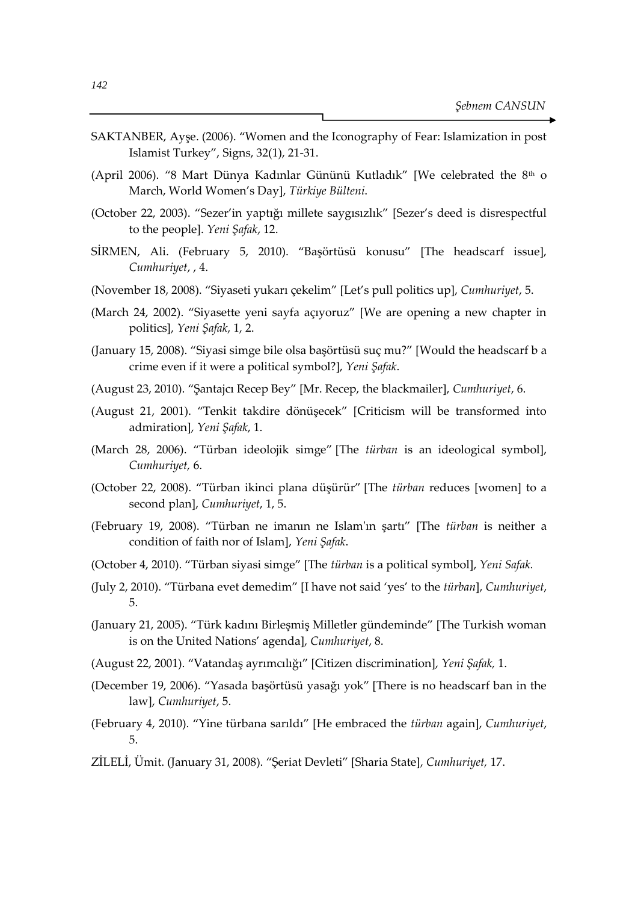SAKTANBER, Ayşe. (2006). "Women and the Iconography of Fear: Islamization in post Islamist Turkey", Signs, 32(1), 21-31.

(April 2006). "8 Mart Dünya Kadınlar Gününü Kutladık" [We celebrated the 8th o March, World Women's Day], *Türkiye Bülteni*.

(October 22, 2003). "Sezer'in yaptığı millete saygısızlık" [Sezer's deed is disrespectful to the people]. *Yeni Şafak*, 12.

SİRMEN, Ali. (February 5, 2010). "Başörtüsü konusu" [The headscarf issue], *Cumhuriyet*, , 4.

(November 18, 2008). "Siyaseti yukarı çekelim" [Let's pull politics up], *Cumhuriyet*, 5.

(March 24, 2002). "Siyasette yeni sayfa açıyoruz" [We are opening a new chapter in politics], *Yeni Şafak*, 1, 2.

(January 15, 2008). "Siyasi simge bile olsa başörtüsü suç mu?" [Would the headscarf b a crime even if it were a political symbol?], *Yeni Şafak*.

(August 23, 2010). "Şantajcı Recep Bey" [Mr. Recep, the blackmailer], *Cumhuriyet*, 6.

(August 21, 2001). "Tenkit takdire dönüşecek" [Criticism will be transformed into admiration], *Yeni Şafak*, 1.

(March 28, 2006). "Türban ideolojik simge" [The *türban* is an ideological symbol], *Cumhuriyet,* 6.

(October 22, 2008). "Türban ikinci plana düşürür" [The *türban* reduces [women] to a second plan], *Cumhuriyet*, 1, 5.

(February 19, 2008). "Türban ne imanın ne Islam'ın şartı" [The *türban* is neither a condition of faith nor of Islam], *Yeni Şafak*.

(October 4, 2010). "Türban siyasi simge" [The *türban* is a political symbol], *Yeni Safak.*

(July 2, 2010). "Türbana evet demedim" [I have not said 'yes' to the *türban*], *Cumhuriyet*, 5.

(January 21, 2005). "Türk kadını Birleşmiş Milletler gündeminde" [The Turkish woman is on the United Nations' agenda], *Cumhuriyet*, 8.

(August 22, 2001). "Vatandaş ayrımcılığı" [Citizen discrimination], *Yeni Şafak,* 1.

(December 19, 2006). "Yasada başörtüsü yasağı yok" [There is no headscarf ban in the law], *Cumhuriyet*, 5.

(February 4, 2010). "Yine türbana sarıldı" [He embraced the *türban* again], *Cumhuriyet*, 5.

ZİLELİ, Ümit. (January 31, 2008). "Şeriat Devleti" [Sharia State], *Cumhuriyet,* 17.